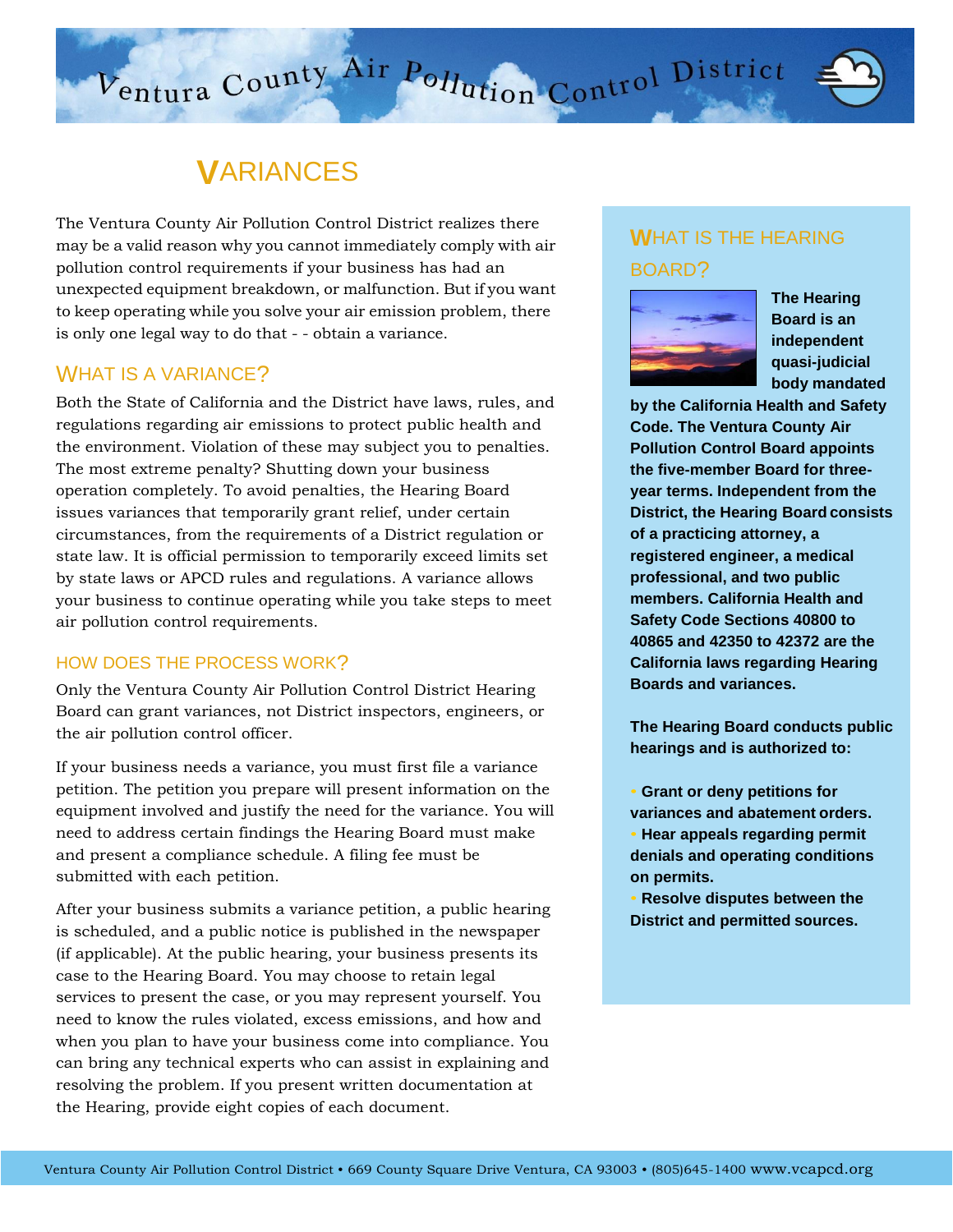# VARIANCES

The Ventura County Air Pollution Control District realizes there may be a valid reason why you cannot immediately comply with air pollution control requirements if your business has had an unexpected equipment breakdown, or malfunction. But if you want to keep operating while you solve your air emission problem, there is only one legal way to do that - - obtain a variance.

## WHAT IS A VARIANCE?

Both the State of California and the District have laws, rules, and regulations regarding air emissions to protect public health and the environment. Violation of these may subject you to penalties. The most extreme penalty? Shutting down your business operation completely. To avoid penalties, the Hearing Board issues variances that temporarily grant relief, under certain circumstances, from the requirements of a District regulation or state law. It is official permission to temporarily exceed limits set by state laws or APCD rules and regulations. A variance allows your business to continue operating while you take steps to meet air pollution control requirements.

### HOW DOES THE PROCESS WORK?

Only the Ventura County Air Pollution Control District Hearing Board can grant variances, not District inspectors, engineers, or the air pollution control officer.

If your business needs a variance, you must first file a variance petition. The petition you prepare will present information on the equipment involved and justify the need for the variance. You will need to address certain findings the Hearing Board must make and present a compliance schedule. A filing fee must be submitted with each petition.

After your business submits a variance petition, a public hearing is scheduled, and a public notice is published in the newspaper (if applicable). At the public hearing, your business presents its case to the Hearing Board. You may choose to retain legal services to present the case, or you may represent yourself. You need to know the rules violated, excess emissions, and how and when you plan to have your business come into compliance. You can bring any technical experts who can assist in explaining and resolving the problem. If you present written documentation at the Hearing, provide eight copies of each document.

## WHAT IS THE HEARING BOARD?

**The Hearing Board is an independent quasi-judicial body mandated by the California Health and Safety Code. The Ventura County Air Pollution Control Board appoints the five-member Board for three-year terms. Independent from the District, the Hearing Board consists of a practicing attorney, a registered engineer, a medical professional, and two public members. California Health and Safety Code Sections 40800 to 40865 and 42350 to 42372 are the California laws regarding Hearing Boards and variances.**

**The Hearing Board conducts public hearings and is authorized to:**

- **Grant or deny petitions for variances and abatement orders.**
- **Hear appeals regarding permit denials and operating conditions on permits.**
- **Resolve disputes between the District and permitted sources.**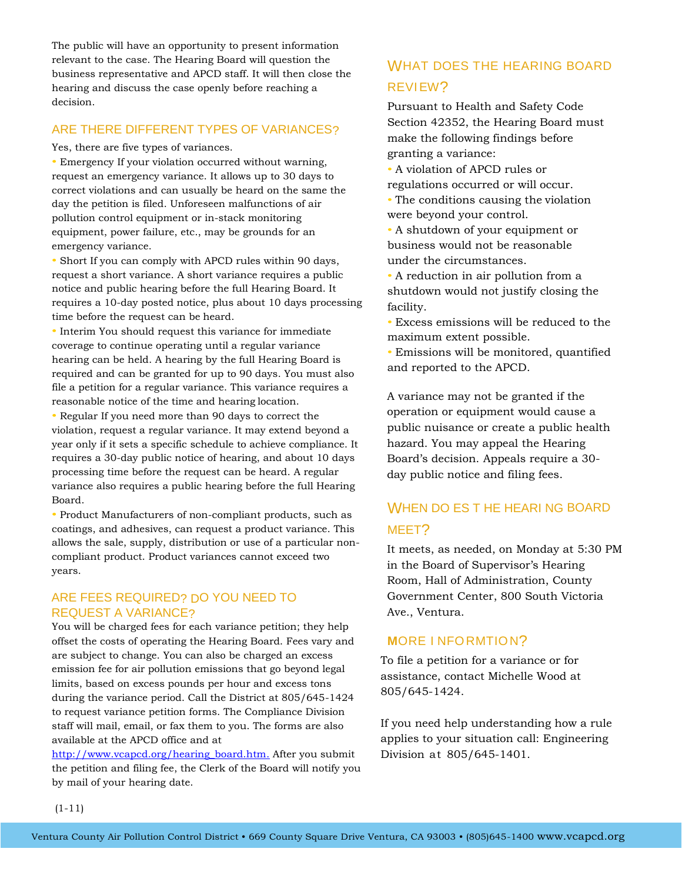The public will have an opportunity to present information relevant to the case. The Hearing Board will question the business representative and APCD staff. It will then close the hearing and discuss the case openly before reaching a decision.

## ARE THERE DIFFERENT TYPES OF VARIANCES?

Yes, there are five types of variances.

- Emergency If your violation occurred without warning, request an emergency variance. It allows up to 30 days to correct violations and can usually be heard on the same the day the petition is filed. Unforeseen malfunctions of air pollution control equipment or in-stack monitoring equipment, power failure, etc., may be grounds for an emergency variance.
- Short If you can comply with APCD rules within 90 days, request a short variance. A short variance requires a public notice and public hearing before the full Hearing Board. It requires a 10-day posted notice, plus about 10 days processing time before the request can be heard.
- Interim You should request this variance for immediate coverage to continue operating until a regular variance hearing can be held. A hearing by the full Hearing Board is required and can be granted for up to 90 days. You must also file a petition for a regular variance. This variance requires a reasonable notice of the time and hearing location.
- Regular If you need more than 90 days to correct the violation, request a regular variance. It may extend beyond a year only if it sets a specific schedule to achieve compliance. It requires a 30-day public notice of hearing, and about 10 days processing time before the request can be heard. A regular variance also requires a public hearing before the full Hearing Board.
- Product Manufacturers of non-compliant products, such as coatings, and adhesives, can request a product variance. This allows the sale, supply, distribution or use of a particular non-compliant product. Product variances cannot exceed two years.

## ARE FEES REQUIRED? DO YOU NEED TO REQUEST A VARIANCE?

You will be charged fees for each variance petition; they help offset the costs of operating the Hearing Board. Fees vary and are subject to change. You can also be charged an excess emission fee for air pollution emissions that go beyond legal limits, based on excess pounds per hour and excess tons during the variance period. Call the District at 805/645-1424 to request variance petition forms. The Compliance Division staff will mail, email, or fax them to you. The forms are also available at the APCD office and at [http://www.vcapcd.org/hearing_board.htm.](http://www.vcapcd.org/hearing_board.htm) After you submit the petition and filing fee, the Clerk of the Board will notify you by mail of your hearing date.

(1-11)

## WHAT DOES THE HEARING BOARD REVIEW?

Pursuant to Health and Safety Code Section 42352, the Hearing Board must make the following findings before granting a variance:

- A violation of APCD rules or regulations occurred or will occur.
- The conditions causing the violation were beyond your control.
- A shutdown of your equipment or business would not be reasonable under the circumstances.
- A reduction in air pollution from a shutdown would not justify closing the facility.
- Excess emissions will be reduced to the maximum extent possible.
- Emissions will be monitored, quantified and reported to the APCD.

A variance may not be granted if the operation or equipment would cause a public nuisance or create a public health hazard. You may appeal the Hearing Board's decision. Appeals require a 30-day public notice and filing fees.

## WHEN DOES THE HEARING BOARD MEET?

It meets, as needed, on Monday at 5:30 PM in the Board of Supervisor's Hearing Room, Hall of Administration, County Government Center, 800 South Victoria Ave., Ventura.

## MORE INFORMTION?

To file a petition for a variance or for assistance, contact Michelle Wood at 805/645-1424.

If you need help understanding how a rule applies to your situation call: Engineering Division at 805/645-1401.

Ventura County Air Pollution Control District • 669 County Square Drive Ventura, CA 93003 • (805)645-1400 www.vcapcd.org